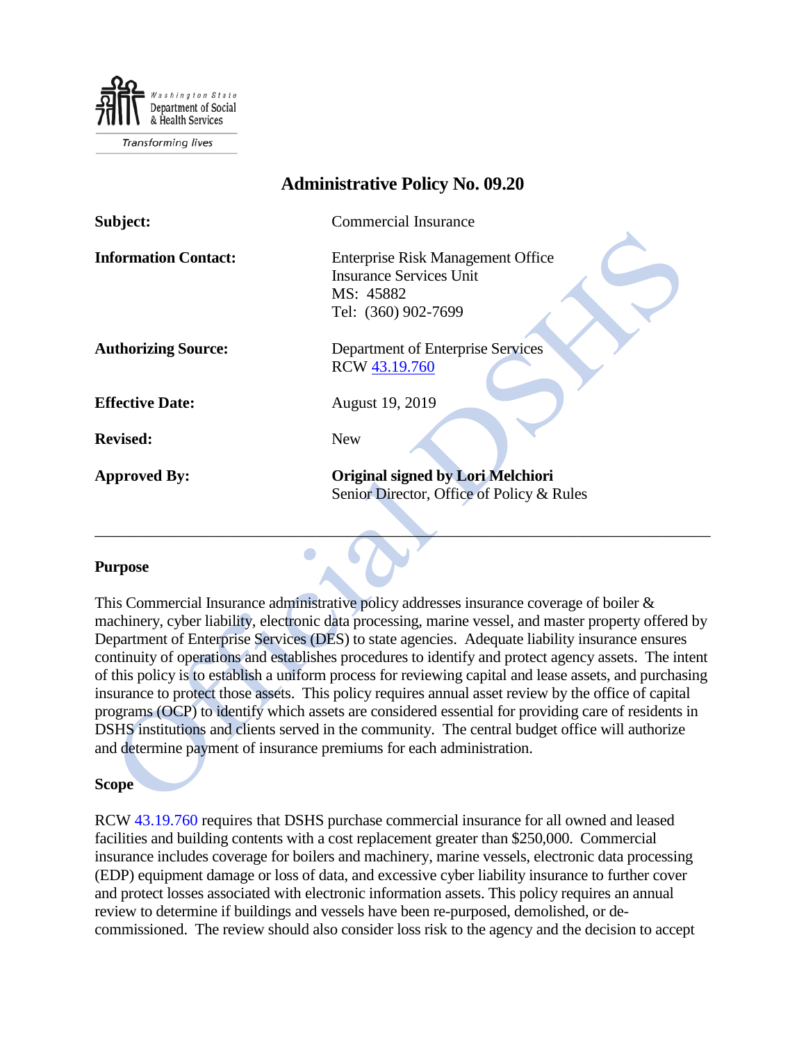Washington State Department of Social & Health Services

Transforming lives

# Administrative Policy No. 09.20

| | |
|---|---|
| **Subject:** | Commercial Insurance |
| **Information Contact:** | Enterprise Risk Management Office<br>Insurance Services Unit<br>MS: 45882<br>Tel: (360) 902-7699 |
| **Authorizing Source:** | Department of Enterprise Services<br>RCW 43.19.760 |
| **Effective Date:** | August 19, 2019 |
| **Revised:** | New |
| **Approved By:** | **Original signed by Lori Melchiori**<br>Senior Director, Office of Policy & Rules |

---

## Purpose

This Commercial Insurance administrative policy addresses insurance coverage of boiler & machinery, cyber liability, electronic data processing, marine vessel, and master property offered by Department of Enterprise Services (DES) to state agencies. Adequate liability insurance ensures continuity of operations and establishes procedures to identify and protect agency assets. The intent of this policy is to establish a uniform process for reviewing capital and lease assets, and purchasing insurance to protect those assets. This policy requires annual asset review by the office of capital programs (OCP) to identify which assets are considered essential for providing care of residents in DSHS institutions and clients served in the community. The central budget office will authorize and determine payment of insurance premiums for each administration.

## Scope

RCW 43.19.760 requires that DSHS purchase commercial insurance for all owned and leased facilities and building contents with a cost replacement greater than $250,000. Commercial insurance includes coverage for boilers and machinery, marine vessels, electronic data processing (EDP) equipment damage or loss of data, and excessive cyber liability insurance to further cover and protect losses associated with electronic information assets. This policy requires an annual review to determine if buildings and vessels have been re-purposed, demolished, or de-commissioned. The review should also consider loss risk to the agency and the decision to accept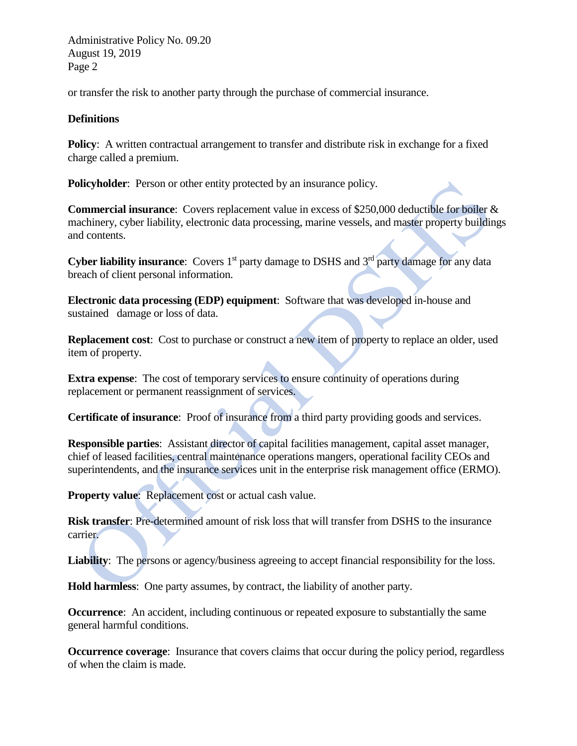or transfer the risk to another party through the purchase of commercial insurance.

## Definitions

**Policy**: A written contractual arrangement to transfer and distribute risk in exchange for a fixed charge called a premium.

**Policyholder**: Person or other entity protected by an insurance policy.

**Commercial insurance**: Covers replacement value in excess of $250,000 deductible for boiler & machinery, cyber liability, electronic data processing, marine vessels, and master property buildings and contents.

**Cyber liability insurance**: Covers 1st party damage to DSHS and 3rd party damage for any data breach of client personal information.

**Electronic data processing (EDP) equipment**: Software that was developed in-house and sustained damage or loss of data.

**Replacement cost**: Cost to purchase or construct a new item of property to replace an older, used item of property.

**Extra expense**: The cost of temporary services to ensure continuity of operations during replacement or permanent reassignment of services.

**Certificate of insurance**: Proof of insurance from a third party providing goods and services.

**Responsible parties**: Assistant director of capital facilities management, capital asset manager, chief of leased facilities, central maintenance operations mangers, operational facility CEOs and superintendents, and the insurance services unit in the enterprise risk management office (ERMO).

**Property value**: Replacement cost or actual cash value.

**Risk transfer**: Pre-determined amount of risk loss that will transfer from DSHS to the insurance carrier.

**Liability**: The persons or agency/business agreeing to accept financial responsibility for the loss.

**Hold harmless**: One party assumes, by contract, the liability of another party.

**Occurrence**: An accident, including continuous or repeated exposure to substantially the same general harmful conditions.

**Occurrence coverage**: Insurance that covers claims that occur during the policy period, regardless of when the claim is made.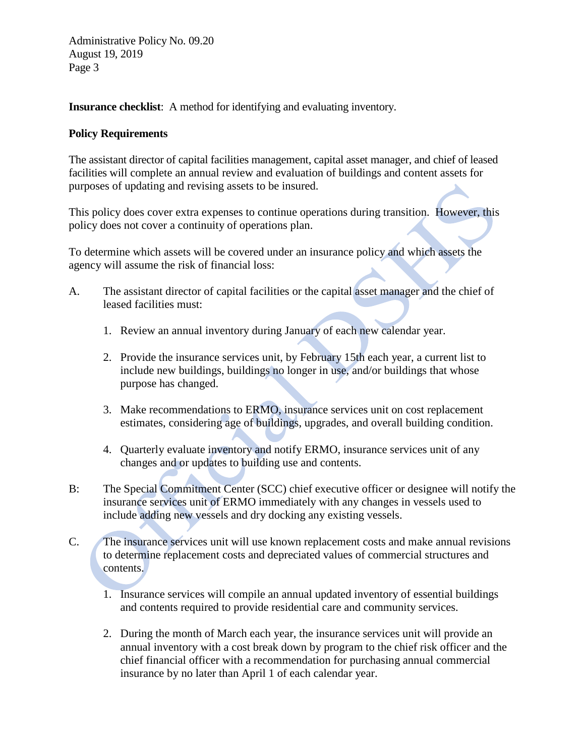**Insurance checklist**: A method for identifying and evaluating inventory.

**Policy Requirements**

The assistant director of capital facilities management, capital asset manager, and chief of leased facilities will complete an annual review and evaluation of buildings and content assets for purposes of updating and revising assets to be insured.

This policy does cover extra expenses to continue operations during transition. However, this policy does not cover a continuity of operations plan.

To determine which assets will be covered under an insurance policy and which assets the agency will assume the risk of financial loss:

A. The assistant director of capital facilities or the capital asset manager and the chief of leased facilities must:

   1. Review an annual inventory during January of each new calendar year.

   2. Provide the insurance services unit, by February 15th each year, a current list to include new buildings, buildings no longer in use, and/or buildings that whose purpose has changed.

   3. Make recommendations to ERMO, insurance services unit on cost replacement estimates, considering age of buildings, upgrades, and overall building condition.

   4. Quarterly evaluate inventory and notify ERMO, insurance services unit of any changes and or updates to building use and contents.

B: The Special Commitment Center (SCC) chief executive officer or designee will notify the insurance services unit of ERMO immediately with any changes in vessels used to include adding new vessels and dry docking any existing vessels.

C. The insurance services unit will use known replacement costs and make annual revisions to determine replacement costs and depreciated values of commercial structures and contents.

   1. Insurance services will compile an annual updated inventory of essential buildings and contents required to provide residential care and community services.

   2. During the month of March each year, the insurance services unit will provide an annual inventory with a cost break down by program to the chief risk officer and the chief financial officer with a recommendation for purchasing annual commercial insurance by no later than April 1 of each calendar year.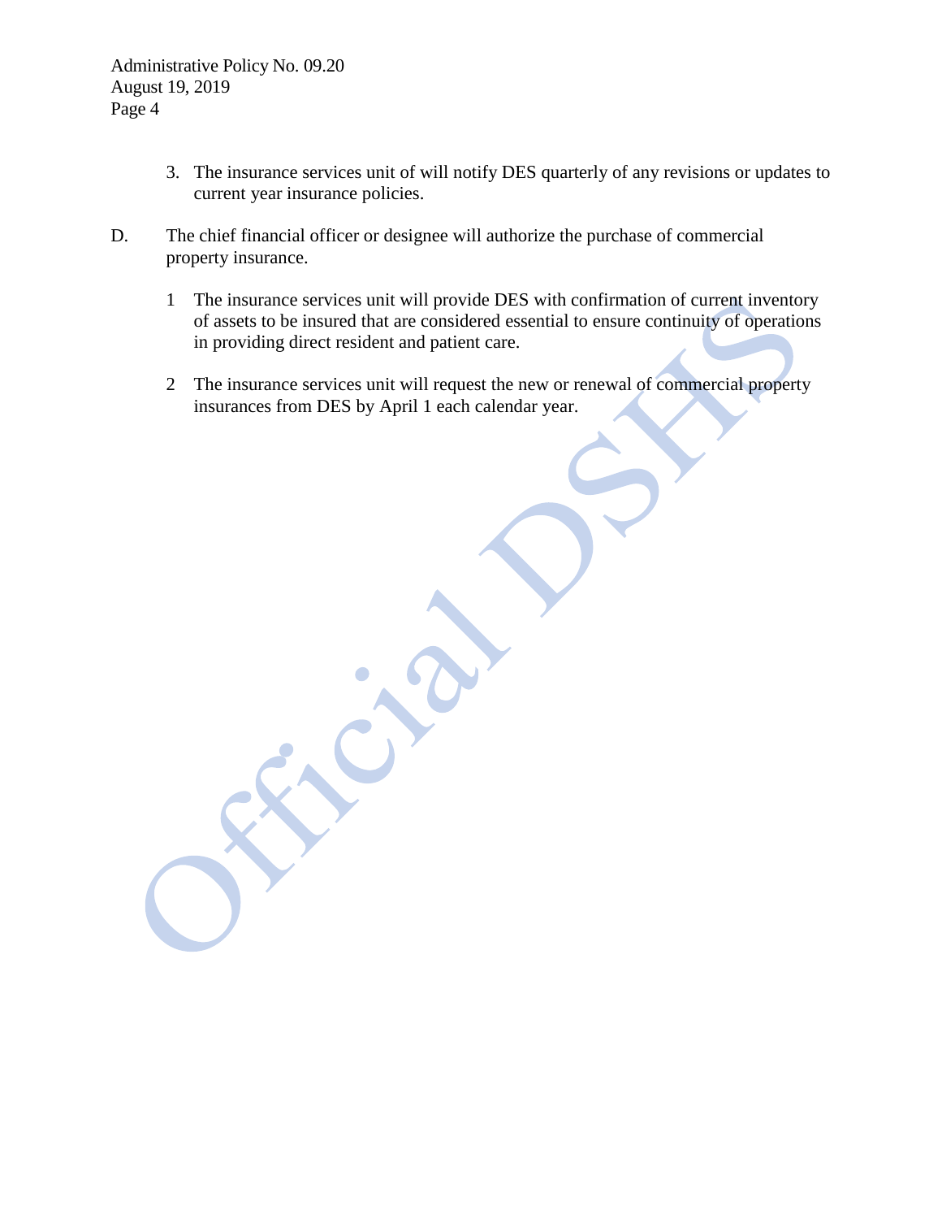3. The insurance services unit of will notify DES quarterly of any revisions or updates to current year insurance policies.

D. The chief financial officer or designee will authorize the purchase of commercial property insurance.

   1 The insurance services unit will provide DES with confirmation of current inventory of assets to be insured that are considered essential to ensure continuity of operations in providing direct resident and patient care.

   2 The insurance services unit will request the new or renewal of commercial property insurances from DES by April 1 each calendar year.